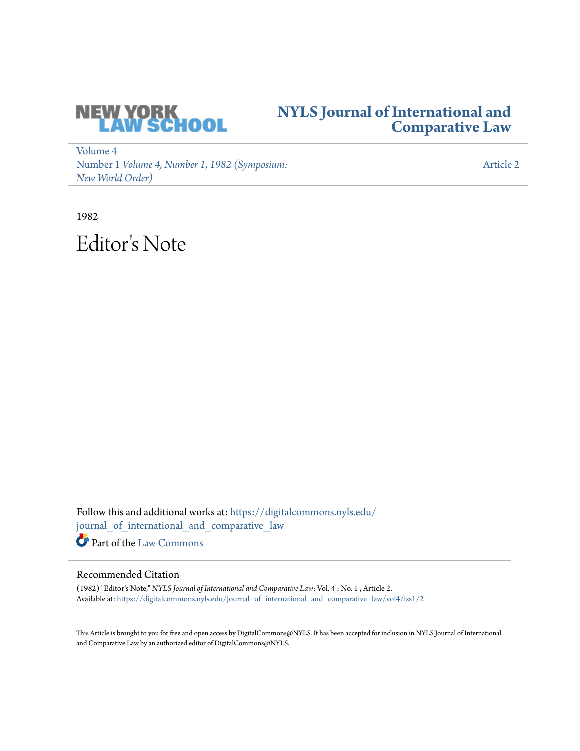NEW YORK LAW SCHOOL

# NYLS Journal of International and Comparative Law

Volume 4
Number 1 *Volume 4, Number 1, 1982 (Symposium: New World Order)*

Article 2

1982

# Editor's Note

Follow this and additional works at: https://digitalcommons.nyls.edu/journal_of_international_and_comparative_law

Part of the Law Commons

## Recommended Citation

(1982) "Editor's Note," *NYLS Journal of International and Comparative Law*: Vol. 4 : No. 1 , Article 2.
Available at: https://digitalcommons.nyls.edu/journal_of_international_and_comparative_law/vol4/iss1/2

This Article is brought to you for free and open access by DigitalCommons@NYLS. It has been accepted for inclusion in NYLS Journal of International and Comparative Law by an authorized editor of DigitalCommons@NYLS.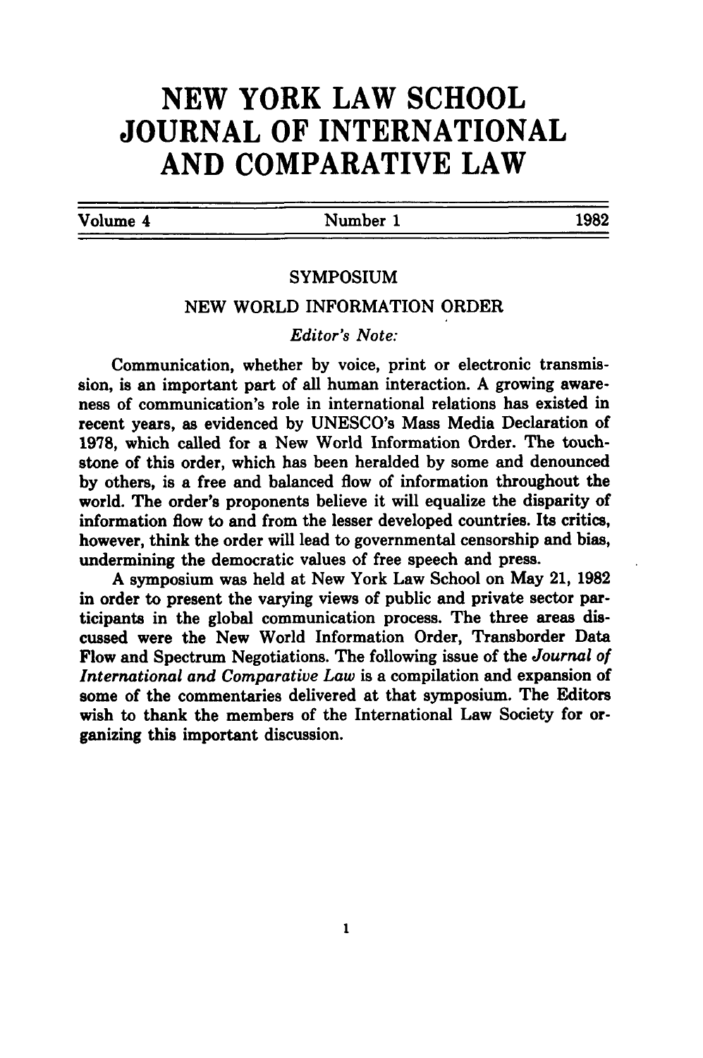# NEW YORK LAW SCHOOL JOURNAL OF INTERNATIONAL AND COMPARATIVE LAW

Volume 4 | Number 1 | 1982

## SYMPOSIUM

### NEW WORLD INFORMATION ORDER

*Editor's Note:*

Communication, whether by voice, print or electronic transmission, is an important part of all human interaction. A growing awareness of communication's role in international relations has existed in recent years, as evidenced by UNESCO's Mass Media Declaration of 1978, which called for a New World Information Order. The touchstone of this order, which has been heralded by some and denounced by others, is a free and balanced flow of information throughout the world. The order's proponents believe it will equalize the disparity of information flow to and from the lesser developed countries. Its critics, however, think the order will lead to governmental censorship and bias, undermining the democratic values of free speech and press.

A symposium was held at New York Law School on May 21, 1982 in order to present the varying views of public and private sector participants in the global communication process. The three areas discussed were the New World Information Order, Transborder Data Flow and Spectrum Negotiations. The following issue of the *Journal of International and Comparative Law* is a compilation and expansion of some of the commentaries delivered at that symposium. The Editors wish to thank the members of the International Law Society for organizing this important discussion.